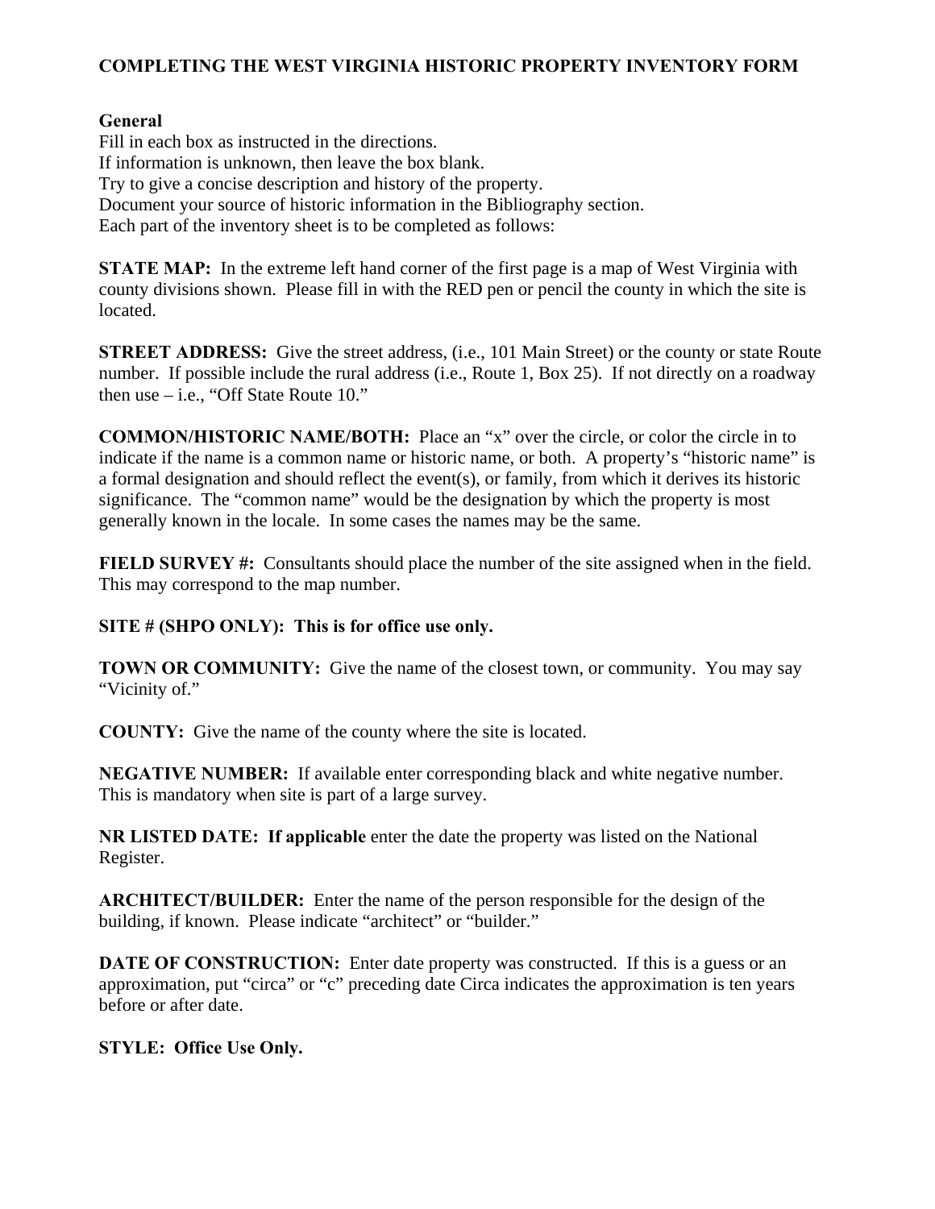# COMPLETING THE WEST VIRGINIA HISTORIC PROPERTY INVENTORY FORM

**General**

Fill in each box as instructed in the directions.
If information is unknown, then leave the box blank.
Try to give a concise description and history of the property.
Document your source of historic information in the Bibliography section.
Each part of the inventory sheet is to be completed as follows:

**STATE MAP:** In the extreme left hand corner of the first page is a map of West Virginia with county divisions shown. Please fill in with the RED pen or pencil the county in which the site is located.

**STREET ADDRESS:** Give the street address, (i.e., 101 Main Street) or the county or state Route number. If possible include the rural address (i.e., Route 1, Box 25). If not directly on a roadway then use – i.e., "Off State Route 10."

**COMMON/HISTORIC NAME/BOTH:** Place an "x" over the circle, or color the circle in to indicate if the name is a common name or historic name, or both. A property's "historic name" is a formal designation and should reflect the event(s), or family, from which it derives its historic significance. The "common name" would be the designation by which the property is most generally known in the locale. In some cases the names may be the same.

**FIELD SURVEY #:** Consultants should place the number of the site assigned when in the field. This may correspond to the map number.

**SITE # (SHPO ONLY): This is for office use only.**

**TOWN OR COMMUNITY:** Give the name of the closest town, or community. You may say "Vicinity of."

**COUNTY:** Give the name of the county where the site is located.

**NEGATIVE NUMBER:** If available enter corresponding black and white negative number. This is mandatory when site is part of a large survey.

**NR LISTED DATE: If applicable** enter the date the property was listed on the National Register.

**ARCHITECT/BUILDER:** Enter the name of the person responsible for the design of the building, if known. Please indicate "architect" or "builder."

**DATE OF CONSTRUCTION:** Enter date property was constructed. If this is a guess or an approximation, put "circa" or "c" preceding date Circa indicates the approximation is ten years before or after date.

**STYLE: Office Use Only.**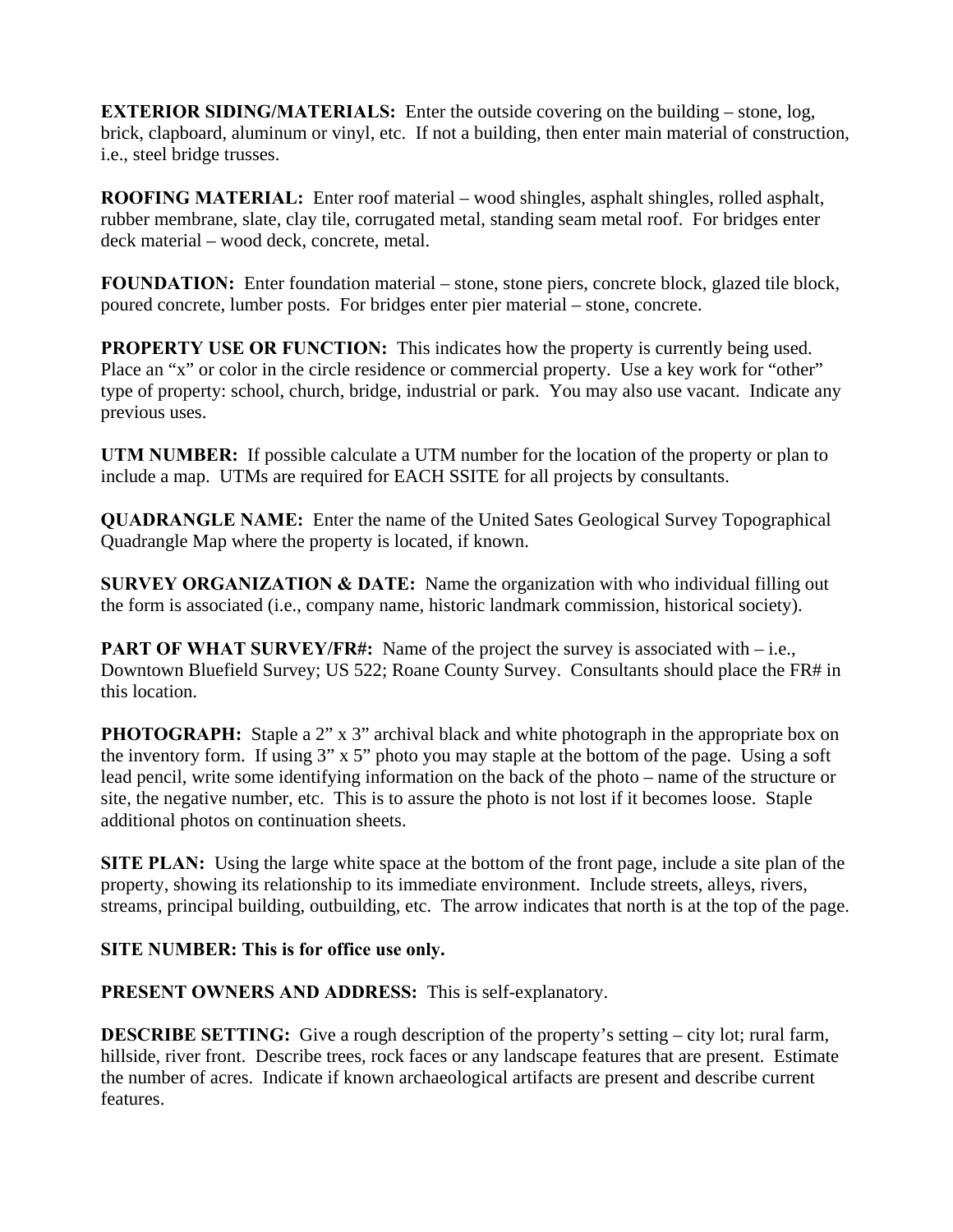**EXTERIOR SIDING/MATERIALS:** Enter the outside covering on the building – stone, log, brick, clapboard, aluminum or vinyl, etc. If not a building, then enter main material of construction, i.e., steel bridge trusses.

**ROOFING MATERIAL:** Enter roof material – wood shingles, asphalt shingles, rolled asphalt, rubber membrane, slate, clay tile, corrugated metal, standing seam metal roof. For bridges enter deck material – wood deck, concrete, metal.

**FOUNDATION:** Enter foundation material – stone, stone piers, concrete block, glazed tile block, poured concrete, lumber posts. For bridges enter pier material – stone, concrete.

**PROPERTY USE OR FUNCTION:** This indicates how the property is currently being used. Place an "x" or color in the circle residence or commercial property. Use a key work for "other" type of property: school, church, bridge, industrial or park. You may also use vacant. Indicate any previous uses.

**UTM NUMBER:** If possible calculate a UTM number for the location of the property or plan to include a map. UTMs are required for EACH SSITE for all projects by consultants.

**QUADRANGLE NAME:** Enter the name of the United Sates Geological Survey Topographical Quadrangle Map where the property is located, if known.

**SURVEY ORGANIZATION & DATE:** Name the organization with who individual filling out the form is associated (i.e., company name, historic landmark commission, historical society).

**PART OF WHAT SURVEY/FR#:** Name of the project the survey is associated with – i.e., Downtown Bluefield Survey; US 522; Roane County Survey. Consultants should place the FR# in this location.

**PHOTOGRAPH:** Staple a 2" x 3" archival black and white photograph in the appropriate box on the inventory form. If using 3" x 5" photo you may staple at the bottom of the page. Using a soft lead pencil, write some identifying information on the back of the photo – name of the structure or site, the negative number, etc. This is to assure the photo is not lost if it becomes loose. Staple additional photos on continuation sheets.

**SITE PLAN:** Using the large white space at the bottom of the front page, include a site plan of the property, showing its relationship to its immediate environment. Include streets, alleys, rivers, streams, principal building, outbuilding, etc. The arrow indicates that north is at the top of the page.

**SITE NUMBER: This is for office use only.**

**PRESENT OWNERS AND ADDRESS:** This is self-explanatory.

**DESCRIBE SETTING:** Give a rough description of the property's setting – city lot; rural farm, hillside, river front. Describe trees, rock faces or any landscape features that are present. Estimate the number of acres. Indicate if known archaeological artifacts are present and describe current features.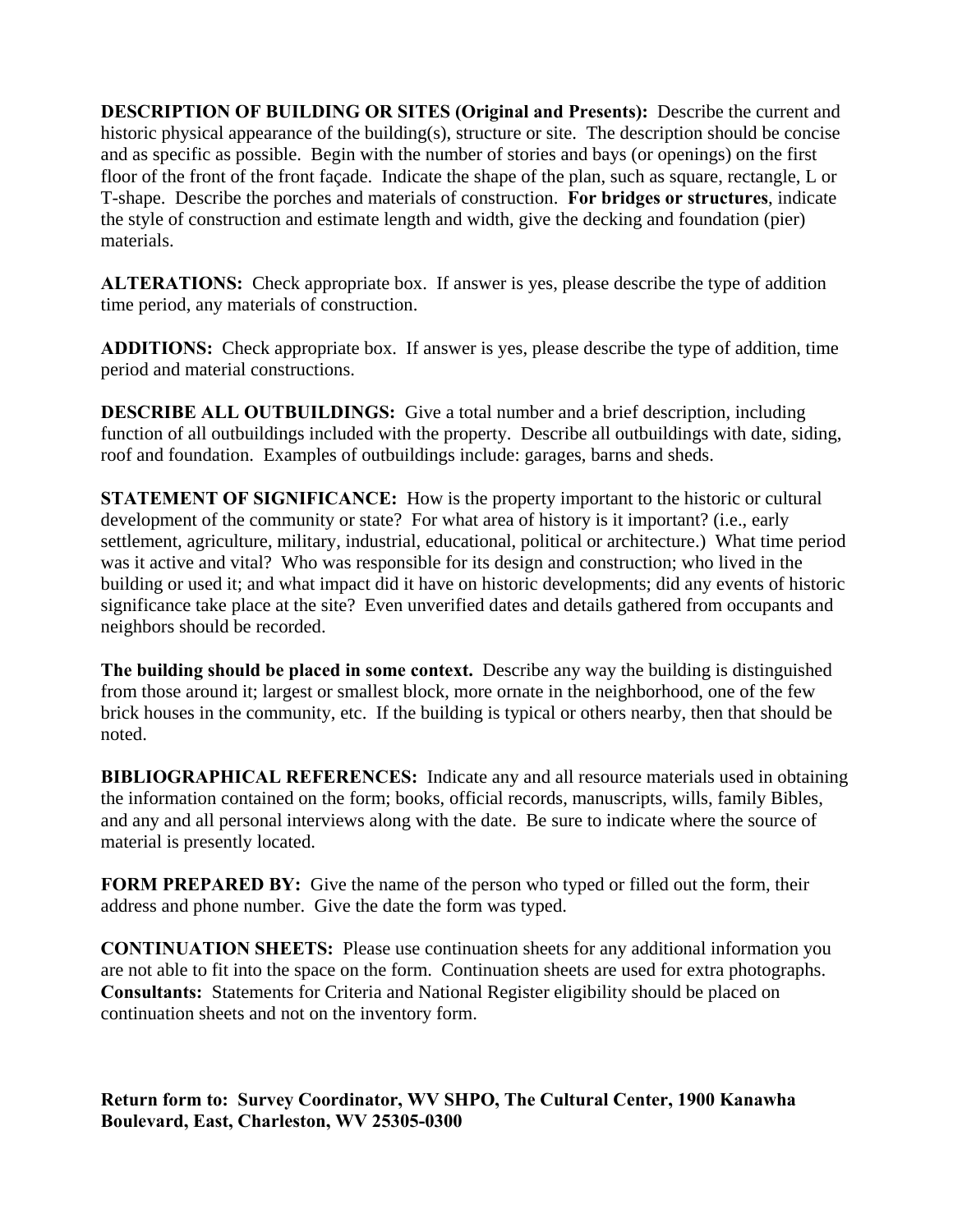**DESCRIPTION OF BUILDING OR SITES (Original and Presents):** Describe the current and historic physical appearance of the building(s), structure or site. The description should be concise and as specific as possible. Begin with the number of stories and bays (or openings) on the first floor of the front of the front façade. Indicate the shape of the plan, such as square, rectangle, L or T-shape. Describe the porches and materials of construction. **For bridges or structures**, indicate the style of construction and estimate length and width, give the decking and foundation (pier) materials.

**ALTERATIONS:** Check appropriate box. If answer is yes, please describe the type of addition time period, any materials of construction.

**ADDITIONS:** Check appropriate box. If answer is yes, please describe the type of addition, time period and material constructions.

**DESCRIBE ALL OUTBUILDINGS:** Give a total number and a brief description, including function of all outbuildings included with the property. Describe all outbuildings with date, siding, roof and foundation. Examples of outbuildings include: garages, barns and sheds.

**STATEMENT OF SIGNIFICANCE:** How is the property important to the historic or cultural development of the community or state? For what area of history is it important? (i.e., early settlement, agriculture, military, industrial, educational, political or architecture.) What time period was it active and vital? Who was responsible for its design and construction; who lived in the building or used it; and what impact did it have on historic developments; did any events of historic significance take place at the site? Even unverified dates and details gathered from occupants and neighbors should be recorded.

**The building should be placed in some context.** Describe any way the building is distinguished from those around it; largest or smallest block, more ornate in the neighborhood, one of the few brick houses in the community, etc. If the building is typical or others nearby, then that should be noted.

**BIBLIOGRAPHICAL REFERENCES:** Indicate any and all resource materials used in obtaining the information contained on the form; books, official records, manuscripts, wills, family Bibles, and any and all personal interviews along with the date. Be sure to indicate where the source of material is presently located.

**FORM PREPARED BY:** Give the name of the person who typed or filled out the form, their address and phone number. Give the date the form was typed.

**CONTINUATION SHEETS:** Please use continuation sheets for any additional information you are not able to fit into the space on the form. Continuation sheets are used for extra photographs.
**Consultants:** Statements for Criteria and National Register eligibility should be placed on continuation sheets and not on the inventory form.

**Return form to: Survey Coordinator, WV SHPO, The Cultural Center, 1900 Kanawha Boulevard, East, Charleston, WV 25305-0300**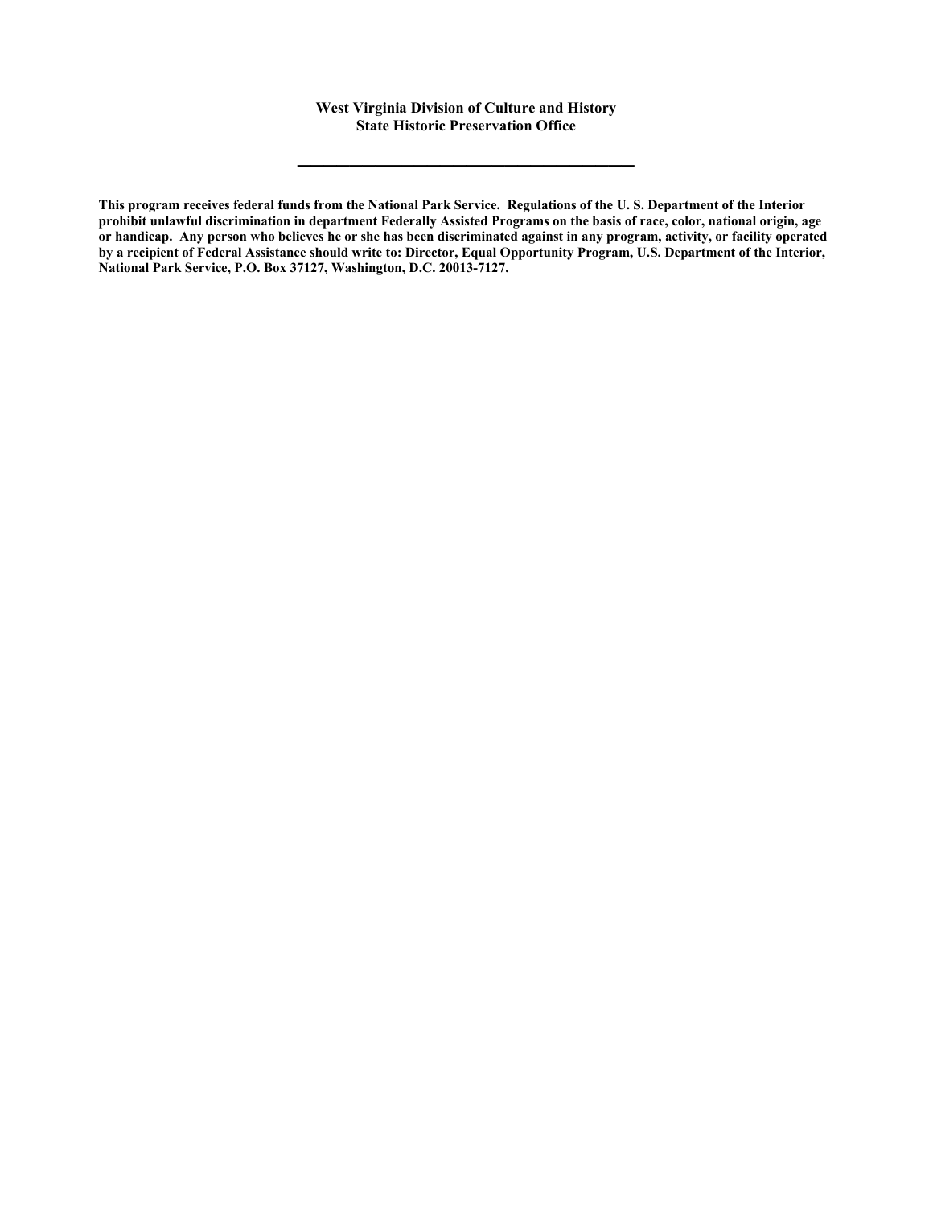**West Virginia Division of Culture and History**
**State Historic Preservation Office**

---

**This program receives federal funds from the National Park Service. Regulations of the U. S. Department of the Interior prohibit unlawful discrimination in department Federally Assisted Programs on the basis of race, color, national origin, age or handicap. Any person who believes he or she has been discriminated against in any program, activity, or facility operated by a recipient of Federal Assistance should write to: Director, Equal Opportunity Program, U.S. Department of the Interior, National Park Service, P.O. Box 37127, Washington, D.C. 20013-7127.**